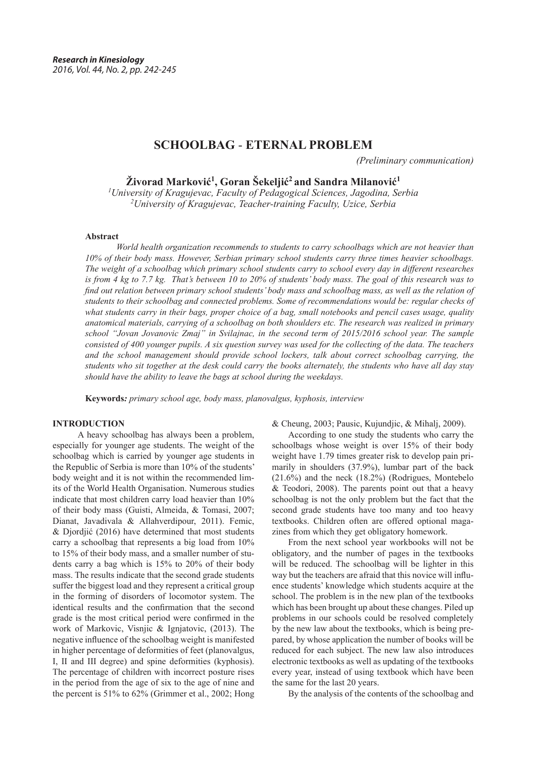# SCHOOLBAG - ETERNAL PROBLEM

*(Preliminary communication)*

**Živorad Marković[1], Goran Šekeljić[2] and Sandra Milanović[1]**

*[1]University of Kragujevac, Faculty of Pedagogical Sciences, Jagodina, Serbia*
*[2]University of Kragujevac, Teacher-training Faculty, Uzice, Serbia*

### Abstract

*World health organization recommends to students to carry schoolbags which are not heavier than 10% of their body mass. However, Serbian primary school students carry three times heavier schoolbags. The weight of a schoolbag which primary school students carry to school every day in different researches is from 4 kg to 7.7 kg. That's between 10 to 20% of students' body mass. The goal of this research was to find out relation between primary school students' body mass and schoolbag mass, as well as the relation of students to their schoolbag and connected problems. Some of recommendations would be: regular checks of what students carry in their bags, proper choice of a bag, small notebooks and pencil cases usage, quality anatomical materials, carrying of a schoolbag on both shoulders etc. The research was realized in primary school "Jovan Jovanovic Zmaj" in Svilajnac, in the second term of 2015/2016 school year. The sample consisted of 400 younger pupils. A six question survey was used for the collecting of the data. The teachers and the school management should provide school lockers, talk about correct schoolbag carrying, the students who sit together at the desk could carry the books alternately, the students who have all day stay should have the ability to leave the bags at school during the weekdays.*

**Keywords:** *primary school age, body mass, planovalgus, kyphosis, interview*

## INTRODUCTION

A heavy schoolbag has always been a problem, especially for younger age students. The weight of the schoolbag which is carried by younger age students in the Republic of Serbia is more than 10% of the students' body weight and it is not within the recommended limits of the World Health Organisation. Numerous studies indicate that most children carry load heavier than 10% of their body mass (Guisti, Almeida, & Tomasi, 2007; Dianat, Javadivala & Allahverdipour, 2011). Femic, & Djordjić (2016) have determined that most students carry a schoolbag that represents a big load from 10% to 15% of their body mass, and a smaller number of students carry a bag which is 15% to 20% of their body mass. The results indicate that the second grade students suffer the biggest load and they represent a critical group in the forming of disorders of locomotor system. The identical results and the confirmation that the second grade is the most critical period were confirmed in the work of Markovic, Visnjic & Ignjatovic, (2013). The negative influence of the schoolbag weight is manifested in higher percentage of deformities of feet (planovalgus, I, II and III degree) and spine deformities (kyphosis). The percentage of children with incorrect posture rises in the period from the age of six to the age of nine and the percent is 51% to 62% (Grimmer et al., 2002; Hong & Cheung, 2003; Pausic, Kujundjic, & Mihalj, 2009).

According to one study the students who carry the schoolbags whose weight is over 15% of their body weight have 1.79 times greater risk to develop pain primarily in shoulders (37.9%), lumbar part of the back (21.6%) and the neck (18.2%) (Rodrigues, Montebelo & Teodori, 2008). The parents point out that a heavy schoolbag is not the only problem but the fact that the second grade students have too many and too heavy textbooks. Children often are offered optional magazines from which they get obligatory homework.

From the next school year workbooks will not be obligatory, and the number of pages in the textbooks will be reduced. The schoolbag will be lighter in this way but the teachers are afraid that this novice will influence students' knowledge which students acquire at the school. The problem is in the new plan of the textbooks which has been brought up about these changes. Piled up problems in our schools could be resolved completely by the new law about the textbooks, which is being prepared, by whose application the number of books will be reduced for each subject. The new law also introduces electronic textbooks as well as updating of the textbooks every year, instead of using textbook which have been the same for the last 20 years.

By the analysis of the contents of the schoolbag and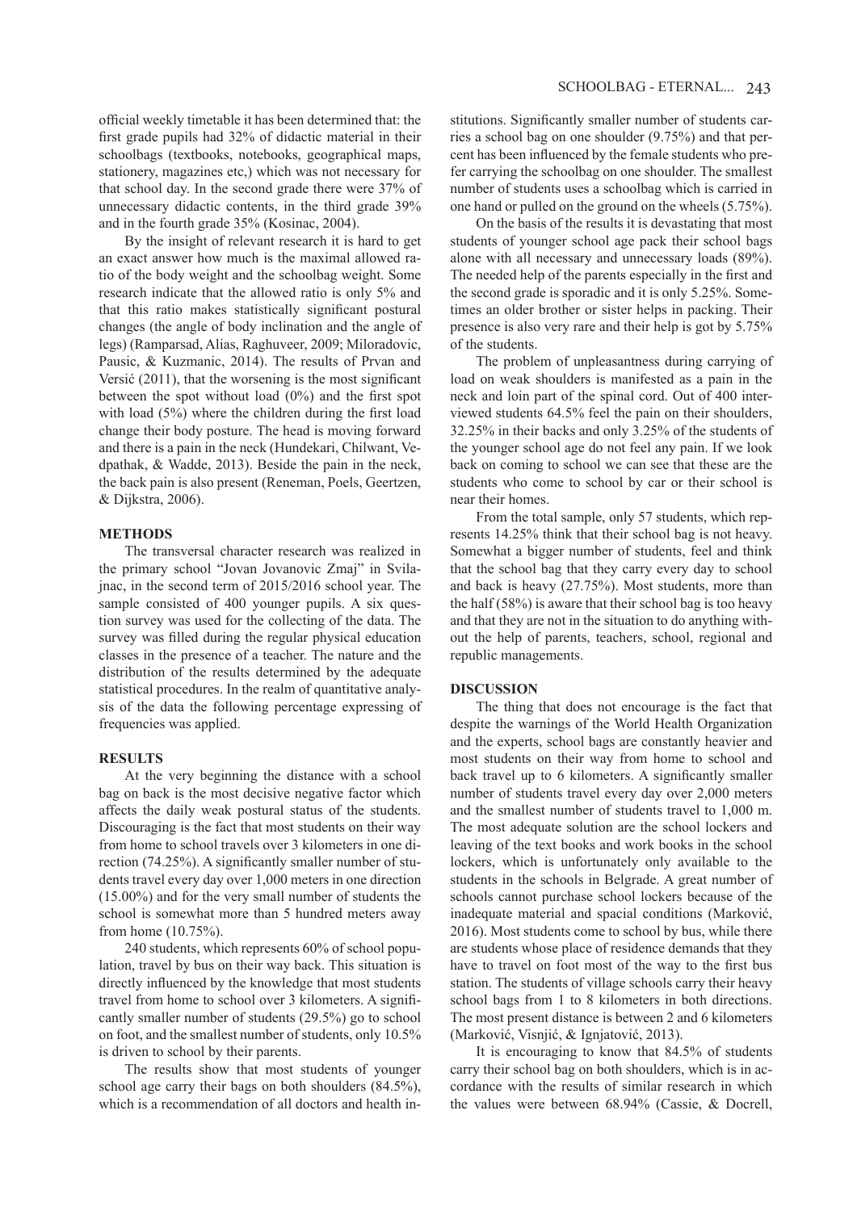official weekly timetable it has been determined that: the first grade pupils had 32% of didactic material in their schoolbags (textbooks, notebooks, geographical maps, stationery, magazines etc,) which was not necessary for that school day. In the second grade there were 37% of unnecessary didactic contents, in the third grade 39% and in the fourth grade 35% (Kosinac, 2004).

By the insight of relevant research it is hard to get an exact answer how much is the maximal allowed ratio of the body weight and the schoolbag weight. Some research indicate that the allowed ratio is only 5% and that this ratio makes statistically significant postural changes (the angle of body inclination and the angle of legs) (Ramparsad, Alias, Raghuveer, 2009; Miloradovic, Pausic, & Kuzmanic, 2014). The results of Prvan and Versić (2011), that the worsening is the most significant between the spot without load (0%) and the first spot with load (5%) where the children during the first load change their body posture. The head is moving forward and there is a pain in the neck (Hundekari, Chilwant, Vedpathak, & Wadde, 2013). Beside the pain in the neck, the back pain is also present (Reneman, Poels, Geertzen, & Dijkstra, 2006).

## METHODS

The transversal character research was realized in the primary school "Jovan Jovanovic Zmaj" in Svilajnac, in the second term of 2015/2016 school year. The sample consisted of 400 younger pupils. A six question survey was used for the collecting of the data. The survey was filled during the regular physical education classes in the presence of a teacher. The nature and the distribution of the results determined by the adequate statistical procedures. In the realm of quantitative analysis of the data the following percentage expressing of frequencies was applied.

## RESULTS

At the very beginning the distance with a school bag on back is the most decisive negative factor which affects the daily weak postural status of the students. Discouraging is the fact that most students on their way from home to school travels over 3 kilometers in one direction (74.25%). A significantly smaller number of students travel every day over 1,000 meters in one direction (15.00%) and for the very small number of students the school is somewhat more than 5 hundred meters away from home (10.75%).

240 students, which represents 60% of school population, travel by bus on their way back. This situation is directly influenced by the knowledge that most students travel from home to school over 3 kilometers. A significantly smaller number of students (29.5%) go to school on foot, and the smallest number of students, only 10.5% is driven to school by their parents.

The results show that most students of younger school age carry their bags on both shoulders (84.5%), which is a recommendation of all doctors and health institutions. Significantly smaller number of students carries a school bag on one shoulder (9.75%) and that percent has been influenced by the female students who prefer carrying the schoolbag on one shoulder. The smallest number of students uses a schoolbag which is carried in one hand or pulled on the ground on the wheels (5.75%).

On the basis of the results it is devastating that most students of younger school age pack their school bags alone with all necessary and unnecessary loads (89%). The needed help of the parents especially in the first and the second grade is sporadic and it is only 5.25%. Sometimes an older brother or sister helps in packing. Their presence is also very rare and their help is got by 5.75% of the students.

The problem of unpleasantness during carrying of load on weak shoulders is manifested as a pain in the neck and loin part of the spinal cord. Out of 400 interviewed students 64.5% feel the pain on their shoulders, 32.25% in their backs and only 3.25% of the students of the younger school age do not feel any pain. If we look back on coming to school we can see that these are the students who come to school by car or their school is near their homes.

From the total sample, only 57 students, which represents 14.25% think that their school bag is not heavy. Somewhat a bigger number of students, feel and think that the school bag that they carry every day to school and back is heavy (27.75%). Most students, more than the half (58%) is aware that their school bag is too heavy and that they are not in the situation to do anything without the help of parents, teachers, school, regional and republic managements.

## DISCUSSION

The thing that does not encourage is the fact that despite the warnings of the World Health Organization and the experts, school bags are constantly heavier and most students on their way from home to school and back travel up to 6 kilometers. A significantly smaller number of students travel every day over 2,000 meters and the smallest number of students travel to 1,000 m. The most adequate solution are the school lockers and leaving of the text books and work books in the school lockers, which is unfortunately only available to the students in the schools in Belgrade. A great number of schools cannot purchase school lockers because of the inadequate material and spacial conditions (Marković, 2016). Most students come to school by bus, while there are students whose place of residence demands that they have to travel on foot most of the way to the first bus station. The students of village schools carry their heavy school bags from 1 to 8 kilometers in both directions. The most present distance is between 2 and 6 kilometers (Marković, Visnjić, & Ignjatović, 2013).

It is encouraging to know that 84.5% of students carry their school bag on both shoulders, which is in accordance with the results of similar research in which the values were between 68.94% (Cassie, & Docrell,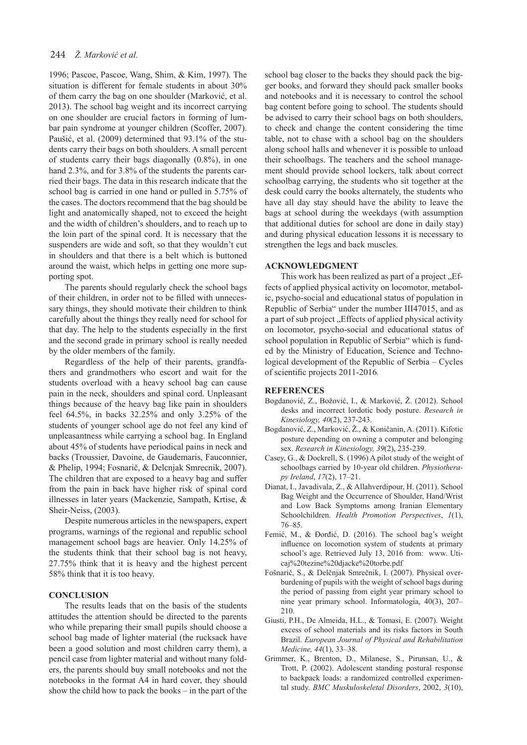1996; Pascoe, Pascoe, Wang, Shim, & Kim, 1997). The situation is different for female students in about 30% of them carry the bag on one shoulder (Marković, et al. 2013). The school bag weight and its incorrect carrying on one shoulder are crucial factors in forming of lumbar pain syndrome at younger children (Scoffer, 2007). Paušić, et al. (2009) determined that 93.1% of the students carry their bags on both shoulders. A small percent of students carry their bags diagonally (0.8%), in one hand 2.3%, and for 3.8% of the students the parents carried their bags. The data in this research indicate that the school bag is carried in one hand or pulled in 5.75% of the cases. The doctors recommend that the bag should be light and anatomically shaped, not to exceed the height and the width of children's shoulders, and to reach up to the loin part of the spinal cord. It is necessary that the suspenders are wide and soft, so that they wouldn't cut in shoulders and that there is a belt which is buttoned around the waist, which helps in getting one more supporting spot.

The parents should regularly check the school bags of their children, in order not to be filled with unnecessary things, they should motivate their children to think carefully about the things they really need for school for that day. The help to the students especially in the first and the second grade in primary school is really needed by the older members of the family.

Regardless of the help of their parents, grandfathers and grandmothers who escort and wait for the students overload with a heavy school bag can cause pain in the neck, shoulders and spinal cord. Unpleasant things because of the heavy bag like pain in shoulders feel 64.5%, in backs 32.25% and only 3.25% of the students of younger school age do not feel any kind of unpleasantness while carrying a school bag. In England about 45% of students have periodical pains in neck and backs (Troussier, Davoine, de Gaudemaris, Fauconnier, & Phelip, 1994; Fosnarič, & Delcnjak Smrecnik, 2007). The children that are exposed to a heavy bag and suffer from the pain in back have higher risk of spinal cord illnesses in later years (Mackenzie, Sampath, Krtise, & Sheir-Neiss, (2003).

Despite numerous articles in the newspapers, expert programs, warnings of the regional and republic school management school bags are heavier. Only 14.25% of the students think that their school bag is not heavy, 27.75% think that it is heavy and the highest percent 58% think that it is too heavy.

## CONCLUSION

The results leads that on the basis of the students attitudes the attention should be directed to the parents who while preparing their small pupils should choose a school bag made of lighter material (the rucksack have been a good solution and most children carry them), a pencil case from lighter material and without many folders, the parents should buy small notebooks and not the notebooks in the format A4 in hard cover, they should show the child how to pack the books – in the part of the school bag closer to the backs they should pack the bigger books, and forward they should pack smaller books and notebooks and it is necessary to control the school bag content before going to school. The students should be advised to carry their school bags on both shoulders, to check and change the content considering the time table, not to chase with a school bag on the shoulders along school halls and whenever it is possible to unload their schoolbags. The teachers and the school management should provide school lockers, talk about correct schoolbag carrying, the students who sit together at the desk could carry the books alternately, the students who have all day stay should have the ability to leave the bags at school during the weekdays (with assumption that additional duties for school are done in daily stay) and during physical education lessons it is necessary to strengthen the legs and back muscles.

## ACKNOWLEDGMENT

This work has been realized as part of a project „Effects of applied physical activity on locomotor, metabolic, psycho-social and educational status of population in Republic of Serbia" under the number III47015, and as a part of sub project „Effects of applied physical activity on locomotor, psycho-social and educational status of school population in Republic of Serbia" which is funded by the Ministry of Education, Science and Technological development of the Republic of Serbia – Cycles of scientific projects 2011-2016*.*

## REFERENCES

Bogdanović, Z., Božović, I., & Marković, Ž. (2012). School desks and incorrect lordotic body posture. *Research in Kinesiology, 40*(2), 237-243.

Bogdanović, Z., Marković, Ž., & Koničanin, A. (2011). Kifotic posture depending on owning a computer and belonging sex. *Research in Kinesiology, 39*(2), 235-239.

Casey, G., & Dockrell, S. (1996) A pilot study of the weight of schoolbags carried by 10-year old children. *Physiotherapy Ireland*, *17*(2), 17–21.

Dianat, I., Javadivala, Z., & Allahverdipour, H. (2011). School Bag Weight and the Occurrence of Shoulder, Hand/Wrist and Low Back Symptoms among Iranian Elementary Schoolchildren. *Health Promotion Perspectives*, *1*(1), 76–85.

Femić, M., & Đorđić, D. (2016). The school bag's weight influence on locomotion system of students at primary school's age. Retrieved July 13, 2016 from: www. Uticaj%20tezine%20djacke%20torbe.pdf

Fošnarič, S., & Delčnjak Smrečnik, I. (2007). Physical overburdening of pupils with the weight of school bags during the period of passing from eight year primary school to nine year primary school. Informatologia, 40(3), 207–210.

Giusti, P.H., De Almeida, H.L., & Tomasi, E. (2007). Weight excess of school materials and its risks factors in South Brazil. *European Journal of Physical and Rehabilitation Medicine, 44*(1), 33–38.

Grimmer, K., Brenton, D., Milanese, S., Pirunsan, U., & Trott, P. (2002). Adolescent standing postural response to backpack loads: a randomized controlled experimental study. *BMC Muskuloskeletal Disorders*, 2002, *3*(10),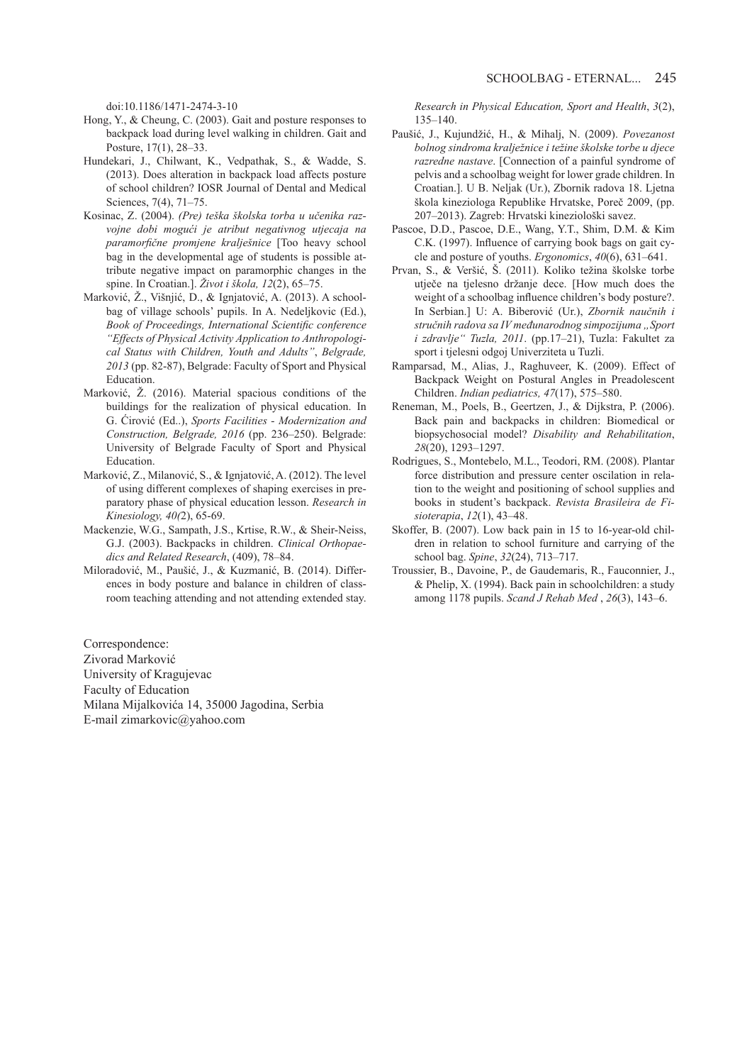doi:10.1186/1471-2474-3-10

Hong, Y., & Cheung, C. (2003). Gait and posture responses to backpack load during level walking in children. Gait and Posture, 17(1), 28–33.

Hundekari, J., Chilwant, K., Vedpathak, S., & Wadde, S. (2013). Does alteration in backpack load affects posture of school children? IOSR Journal of Dental and Medical Sciences, 7(4), 71–75.

Kosinac, Z. (2004). *(Pre) teška školska torba u učenika razvojne dobi mogući je atribut negativnog utjecaja na paramorfične promjene kralješnice* [Too heavy school bag in the developmental age of students is possible attribute negative impact on paramorphic changes in the spine. In Croatian.]. *Život i škola, 12*(2), 65–75.

Marković, Ž., Višnjić, D., & Ignjatović, A. (2013). A schoolbag of village schools' pupils. In A. Nedeljkovic (Ed.), *Book of Proceedings, International Scientific conference "Effects of Physical Activity Application to Anthropological Status with Children, Youth and Adults", Belgrade, 2013* (pp. 82-87), Belgrade: Faculty of Sport and Physical Education.

Marković, Ž. (2016). Material spacious conditions of the buildings for the realization of physical education. In G. Ćirović (Ed..), *Sports Facilities - Modernization and Construction, Belgrade, 2016* (pp. 236–250). Belgrade: University of Belgrade Faculty of Sport and Physical Education.

Marković, Z., Milanović, S., & Ignjatović, A. (2012). The level of using different complexes of shaping exercises in preparatory phase of physical education lesson. *Research in Kinesiology, 40(*2), 65-69.

Mackenzie, W.G., Sampath, J.S., Krtise, R.W., & Sheir-Neiss, G.J. (2003). Backpacks in children. *Clinical Orthopaedics and Related Research*, (409), 78–84.

Miloradović, M., Paušić, J., & Kuzmanić, B. (2014). Differences in body posture and balance in children of classroom teaching attending and not attending extended stay. *Research in Physical Education, Sport and Health*, *3*(2), 135–140.

Paušić, J., Kujundžić, H., & Mihalj, N. (2009). *Povezanost bolnog sindroma kralježnice i težine školske torbe u djece razredne nastave*. [Connection of a painful syndrome of pelvis and a schoolbag weight for lower grade children. In Croatian.]. U B. Neljak (Ur.), Zbornik radova 18. Ljetna škola kineziologa Republike Hrvatske, Poreč 2009, (pp. 207–2013). Zagreb: Hrvatski kineziološki savez.

Pascoe, D.D., Pascoe, D.E., Wang, Y.T., Shim, D.M. & Kim C.K. (1997). Influence of carrying book bags on gait cycle and posture of youths. *Ergonomics*, *40*(6), 631–641.

Prvan, S., & Veršić, Š. (2011). Koliko težina školske torbe utječe na tjelesno držanje dece. [How much does the weight of a schoolbag influence children's body posture?. In Serbian.] U: A. Biberović (Ur.), *Zbornik naučnih i stručnih radova sa IV međunarodnog simpozijuma „Sport i zdravlje" Tuzla, 2011*. (pp.17–21), Tuzla: Fakultet za sport i tjelesni odgoj Univerziteta u Tuzli.

Ramparsad, M., Alias, J., Raghuveer, K. (2009). Effect of Backpack Weight on Postural Angles in Preadolescent Children. *Indian pediatrics, 47*(17), 575–580.

Reneman, M., Poels, B., Geertzen, J., & Dijkstra, P. (2006). Back pain and backpacks in children: Biomedical or biopsychosocial model? *Disability and Rehabilitation*, *28*(20), 1293–1297.

Rodrigues, S., Montebelo, M.L., Teodori, RM. (2008). Plantar force distribution and pressure center oscilation in relation to the weight and positioning of school supplies and books in student's backpack. *Revista Brasileira de Fisioterapia*, *12*(1), 43–48.

Skoffer, B. (2007). Low back pain in 15 to 16-year-old children in relation to school furniture and carrying of the school bag. *Spine*, *32*(24), 713–717.

Troussier, B., Davoine, P., de Gaudemaris, R., Fauconnier, J., & Phelip, X. (1994). Back pain in schoolchildren: a study among 1178 pupils. *Scand J Rehab Med* , *26*(3), 143–6.

Correspondence:
Zivorad Marković
University of Kragujevac
Faculty of Education
Milana Mijalkovića 14, 35000 Jagodina, Serbia
E-mail zimarkovic@yahoo.com